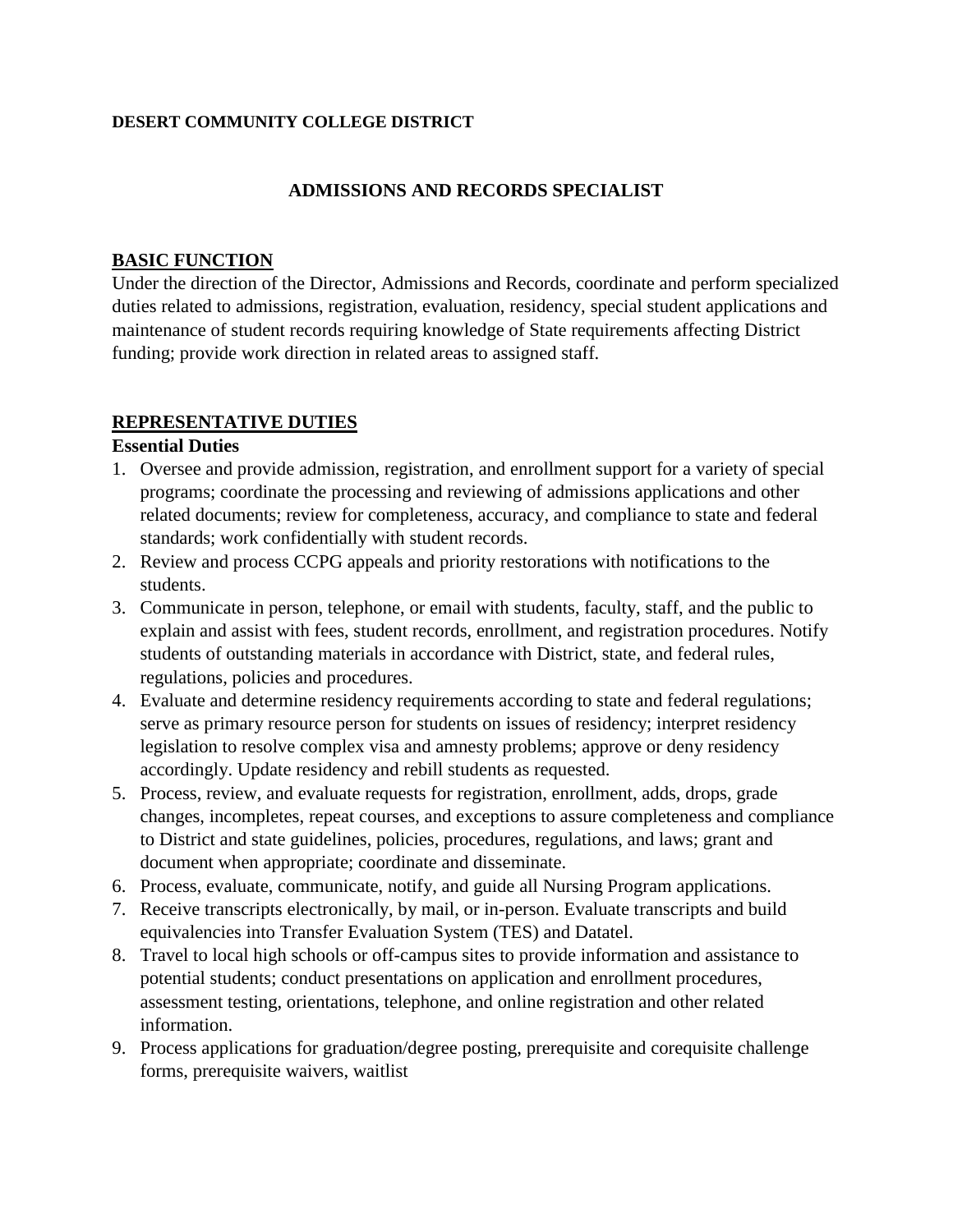**DESERT COMMUNITY COLLEGE DISTRICT**

# ADMISSIONS AND RECORDS SPECIALIST

## BASIC FUNCTION

Under the direction of the Director, Admissions and Records, coordinate and perform specialized duties related to admissions, registration, evaluation, residency, special student applications and maintenance of student records requiring knowledge of State requirements affecting District funding; provide work direction in related areas to assigned staff.

## REPRESENTATIVE DUTIES

### Essential Duties

1. Oversee and provide admission, registration, and enrollment support for a variety of special programs; coordinate the processing and reviewing of admissions applications and other related documents; review for completeness, accuracy, and compliance to state and federal standards; work confidentially with student records.
2. Review and process CCPG appeals and priority restorations with notifications to the students.
3. Communicate in person, telephone, or email with students, faculty, staff, and the public to explain and assist with fees, student records, enrollment, and registration procedures. Notify students of outstanding materials in accordance with District, state, and federal rules, regulations, policies and procedures.
4. Evaluate and determine residency requirements according to state and federal regulations; serve as primary resource person for students on issues of residency; interpret residency legislation to resolve complex visa and amnesty problems; approve or deny residency accordingly. Update residency and rebill students as requested.
5. Process, review, and evaluate requests for registration, enrollment, adds, drops, grade changes, incompletes, repeat courses, and exceptions to assure completeness and compliance to District and state guidelines, policies, procedures, regulations, and laws; grant and document when appropriate; coordinate and disseminate.
6. Process, evaluate, communicate, notify, and guide all Nursing Program applications.
7. Receive transcripts electronically, by mail, or in-person. Evaluate transcripts and build equivalencies into Transfer Evaluation System (TES) and Datatel.
8. Travel to local high schools or off-campus sites to provide information and assistance to potential students; conduct presentations on application and enrollment procedures, assessment testing, orientations, telephone, and online registration and other related information.
9. Process applications for graduation/degree posting, prerequisite and corequisite challenge forms, prerequisite waivers, waitlist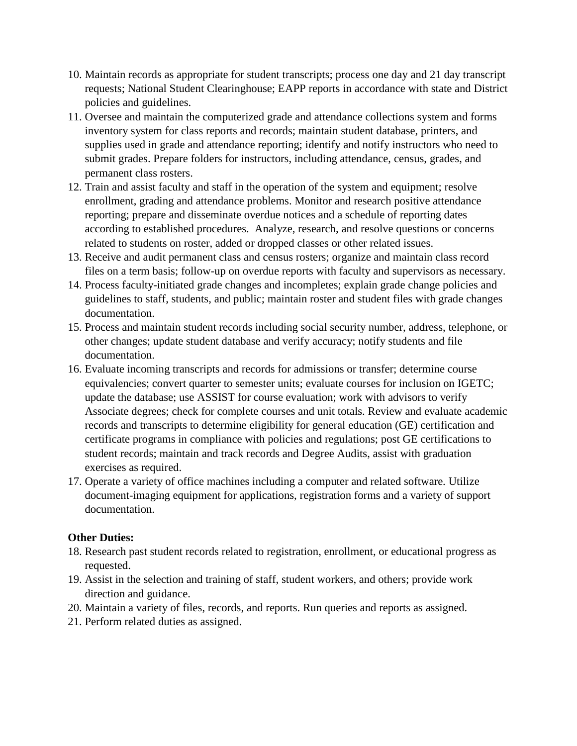10. Maintain records as appropriate for student transcripts; process one day and 21 day transcript requests; National Student Clearinghouse; EAPP reports in accordance with state and District policies and guidelines.
11. Oversee and maintain the computerized grade and attendance collections system and forms inventory system for class reports and records; maintain student database, printers, and supplies used in grade and attendance reporting; identify and notify instructors who need to submit grades. Prepare folders for instructors, including attendance, census, grades, and permanent class rosters.
12. Train and assist faculty and staff in the operation of the system and equipment; resolve enrollment, grading and attendance problems. Monitor and research positive attendance reporting; prepare and disseminate overdue notices and a schedule of reporting dates according to established procedures. Analyze, research, and resolve questions or concerns related to students on roster, added or dropped classes or other related issues.
13. Receive and audit permanent class and census rosters; organize and maintain class record files on a term basis; follow-up on overdue reports with faculty and supervisors as necessary.
14. Process faculty-initiated grade changes and incompletes; explain grade change policies and guidelines to staff, students, and public; maintain roster and student files with grade changes documentation.
15. Process and maintain student records including social security number, address, telephone, or other changes; update student database and verify accuracy; notify students and file documentation.
16. Evaluate incoming transcripts and records for admissions or transfer; determine course equivalencies; convert quarter to semester units; evaluate courses for inclusion on IGETC; update the database; use ASSIST for course evaluation; work with advisors to verify Associate degrees; check for complete courses and unit totals. Review and evaluate academic records and transcripts to determine eligibility for general education (GE) certification and certificate programs in compliance with policies and regulations; post GE certifications to student records; maintain and track records and Degree Audits, assist with graduation exercises as required.
17. Operate a variety of office machines including a computer and related software. Utilize document-imaging equipment for applications, registration forms and a variety of support documentation.

**Other Duties:**

18. Research past student records related to registration, enrollment, or educational progress as requested.
19. Assist in the selection and training of staff, student workers, and others; provide work direction and guidance.
20. Maintain a variety of files, records, and reports. Run queries and reports as assigned.
21. Perform related duties as assigned.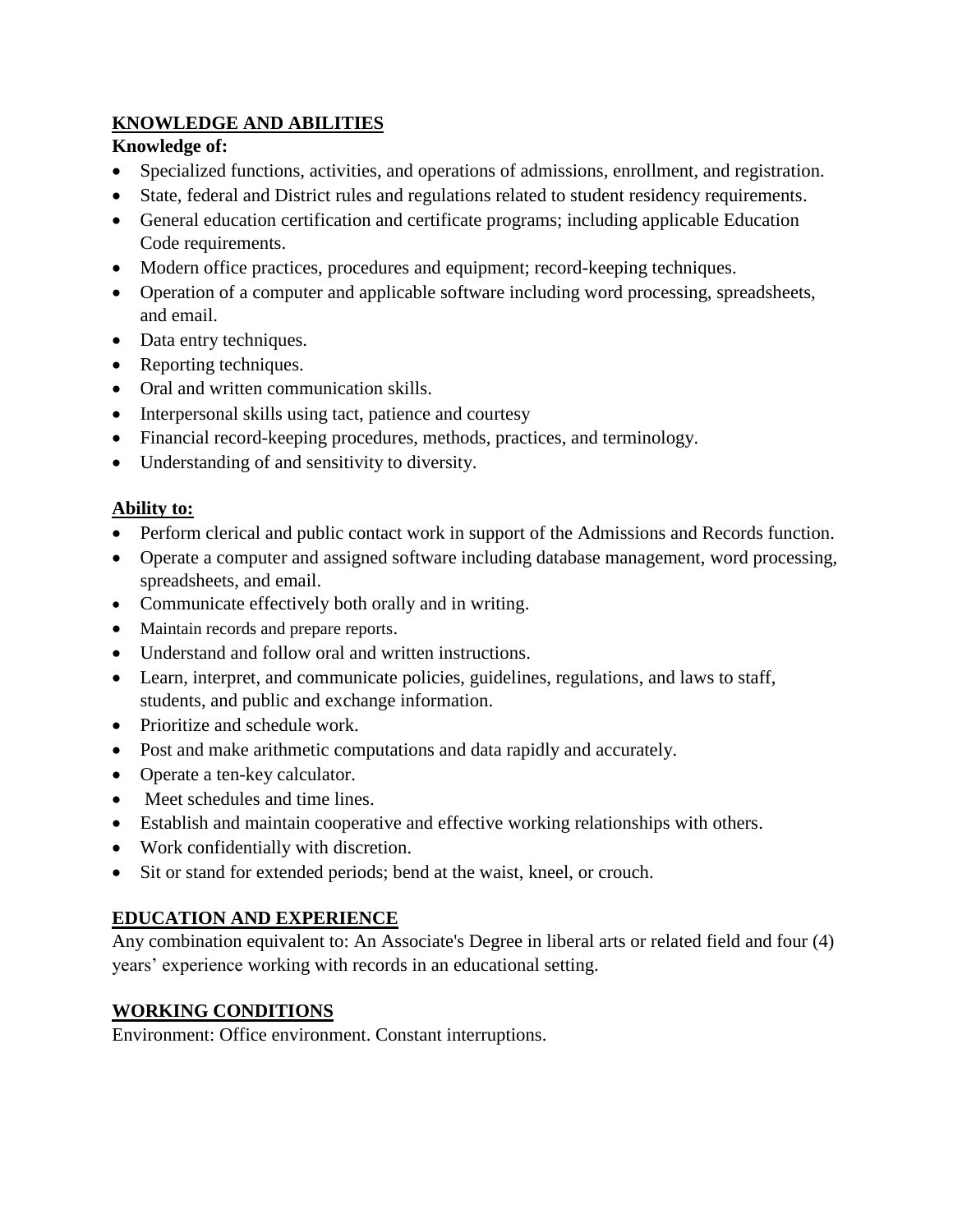## KNOWLEDGE AND ABILITIES

**Knowledge of:**

- Specialized functions, activities, and operations of admissions, enrollment, and registration.
- State, federal and District rules and regulations related to student residency requirements.
- General education certification and certificate programs; including applicable Education Code requirements.
- Modern office practices, procedures and equipment; record-keeping techniques.
- Operation of a computer and applicable software including word processing, spreadsheets, and email.
- Data entry techniques.
- Reporting techniques.
- Oral and written communication skills.
- Interpersonal skills using tact, patience and courtesy
- Financial record-keeping procedures, methods, practices, and terminology.
- Understanding of and sensitivity to diversity.

**Ability to:**

- Perform clerical and public contact work in support of the Admissions and Records function.
- Operate a computer and assigned software including database management, word processing, spreadsheets, and email.
- Communicate effectively both orally and in writing.
- Maintain records and prepare reports.
- Understand and follow oral and written instructions.
- Learn, interpret, and communicate policies, guidelines, regulations, and laws to staff, students, and public and exchange information.
- Prioritize and schedule work.
- Post and make arithmetic computations and data rapidly and accurately.
- Operate a ten-key calculator.
- Meet schedules and time lines.
- Establish and maintain cooperative and effective working relationships with others.
- Work confidentially with discretion.
- Sit or stand for extended periods; bend at the waist, kneel, or crouch.

## EDUCATION AND EXPERIENCE

Any combination equivalent to: An Associate's Degree in liberal arts or related field and four (4) years' experience working with records in an educational setting.

## WORKING CONDITIONS

Environment: Office environment. Constant interruptions.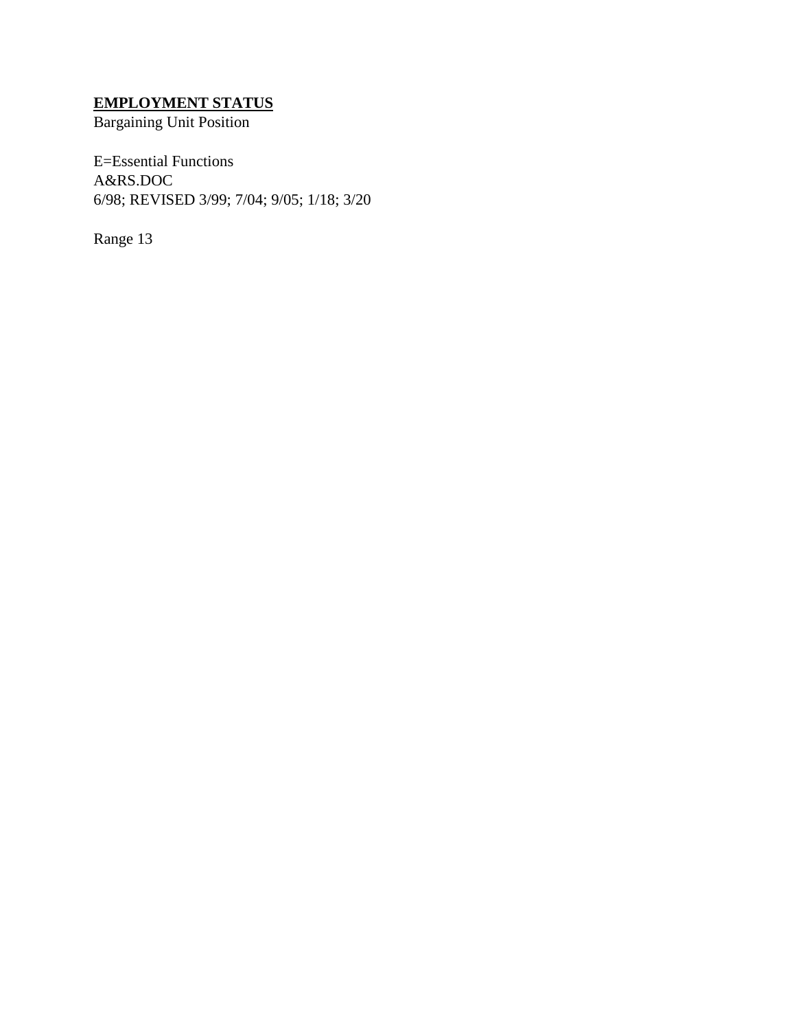**EMPLOYMENT STATUS**
Bargaining Unit Position

E=Essential Functions
A&RS.DOC
6/98; REVISED 3/99; 7/04; 9/05; 1/18; 3/20

Range 13